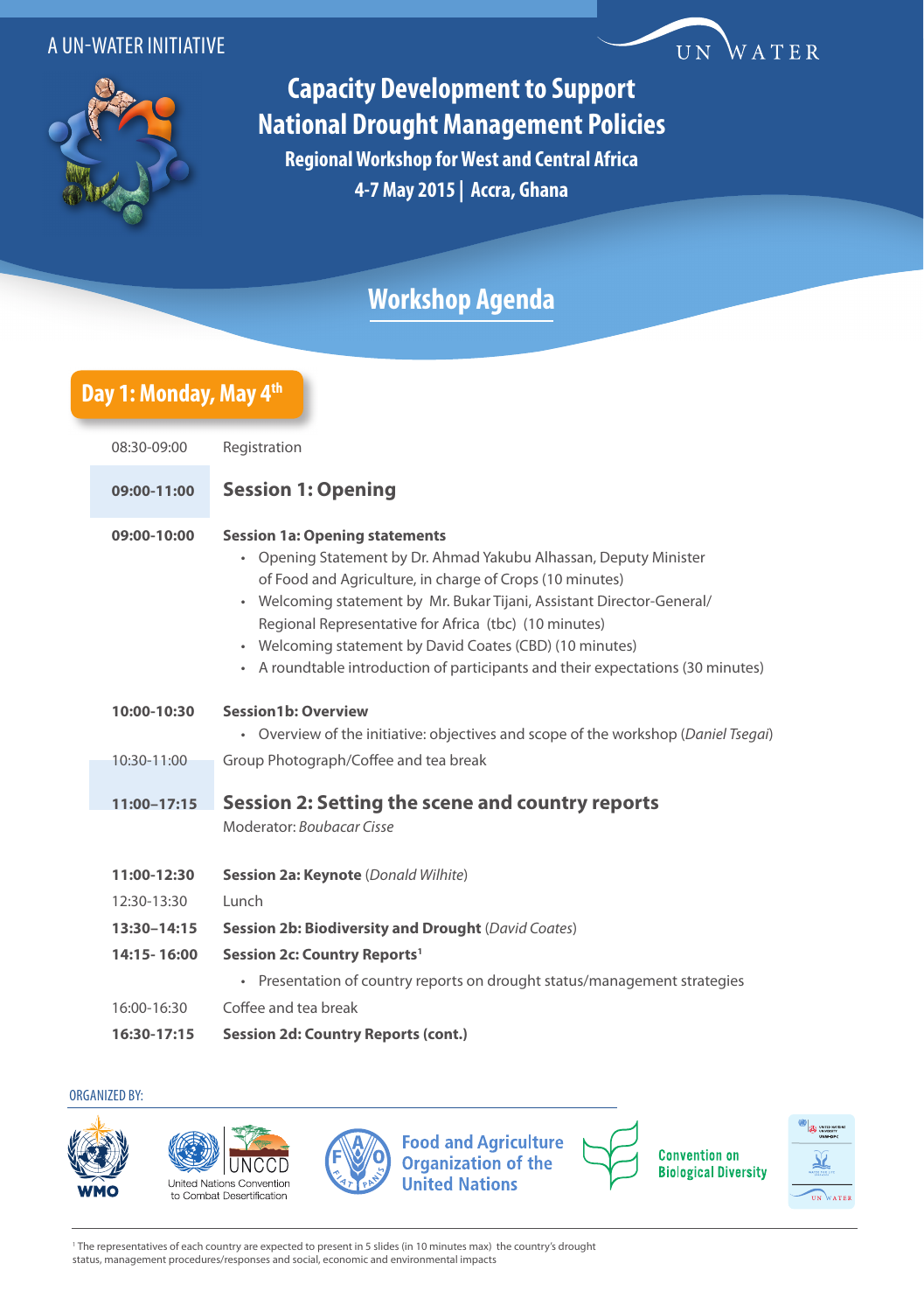A UN-WATER INITIATIVE

# Capacity Development to Support National Drought Management Policies

## Regional Workshop for West and Central Africa

## 4-7 May 2015 | Accra, Ghana

# Workshop Agenda

## Day 1: Monday, May 4th

| Time | Activity |
|---|---|
| 08:30-09:00 | Registration |
| **09:00-11:00** | **Session 1: Opening** |
| **09:00-10:00** | **Session 1a: Opening statements**<br>• Opening Statement by Dr. Ahmad Yakubu Alhassan, Deputy Minister of Food and Agriculture, in charge of Crops (10 minutes)<br>• Welcoming statement by Mr. Bukar Tijani, Assistant Director-General/ Regional Representative for Africa (tbc) (10 minutes)<br>• Welcoming statement by David Coates (CBD) (10 minutes)<br>• A roundtable introduction of participants and their expectations (30 minutes) |
| **10:00-10:30** | **Session1b: Overview**<br>• Overview of the initiative: objectives and scope of the workshop (*Daniel Tsegai*) |
| 10:30-11:00 | Group Photograph/Coffee and tea break |
| **11:00–17:15** | **Session 2: Setting the scene and country reports**<br>Moderator: *Boubacar Cisse* |
| **11:00-12:30** | **Session 2a: Keynote** (*Donald Wilhite*) |
| 12:30-13:30 | Lunch |
| **13:30–14:15** | **Session 2b: Biodiversity and Drought** (*David Coates*) |
| **14:15- 16:00** | **Session 2c: Country Reports**[1]<br>• Presentation of country reports on drought status/management strategies |
| 16:00-16:30 | Coffee and tea break |
| **16:30-17:15** | **Session 2d: Country Reports (cont.)** |

ORGANIZED BY:

WMO | UNCCD United Nations Convention to Combat Desertification | Food and Agriculture Organization of the United Nations | Convention on Biological Diversity | UN WATER

[1] The representatives of each country are expected to present in 5 slides (in 10 minutes max) the country's drought status, management procedures/responses and social, economic and environmental impacts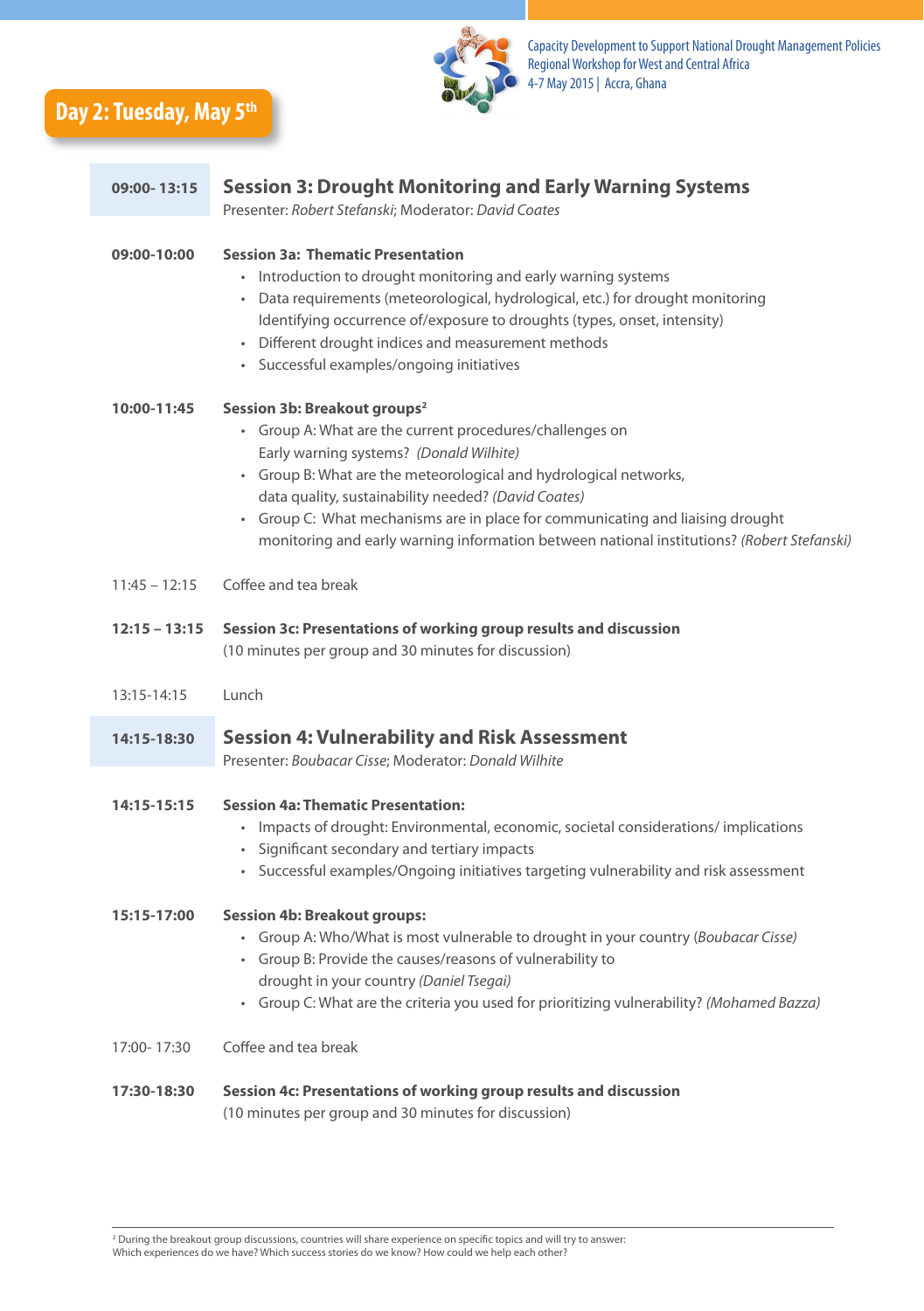## Day 2: Tuesday, May 5th

**09:00- 13:15** — **Session 3: Drought Monitoring and Early Warning Systems**
Presenter: *Robert Stefanski*; Moderator: *David Coates*

**09:00-10:00** — **Session 3a: Thematic Presentation**

- Introduction to drought monitoring and early warning systems
- Data requirements (meteorological, hydrological, etc.) for drought monitoring Identifying occurrence of/exposure to droughts (types, onset, intensity)
- Different drought indices and measurement methods
- Successful examples/ongoing initiatives

**10:00-11:45** — **Session 3b: Breakout groups**[2]

- Group A: What are the current procedures/challenges on Early warning systems? *(Donald Wilhite)*
- Group B: What are the meteorological and hydrological networks, data quality, sustainability needed? *(David Coates)*
- Group C: What mechanisms are in place for communicating and liaising drought monitoring and early warning information between national institutions? *(Robert Stefanski)*

11:45 – 12:15 — Coffee and tea break

**12:15 – 13:15** — **Session 3c: Presentations of working group results and discussion**
(10 minutes per group and 30 minutes for discussion)

13:15-14:15 — Lunch

**14:15-18:30** — **Session 4: Vulnerability and Risk Assessment**
Presenter: *Boubacar Cisse*; Moderator: *Donald Wilhite*

**14:15-15:15** — **Session 4a: Thematic Presentation:**

- Impacts of drought: Environmental, economic, societal considerations/ implications
- Significant secondary and tertiary impacts
- Successful examples/Ongoing initiatives targeting vulnerability and risk assessment

**15:15-17:00** — **Session 4b: Breakout groups:**

- Group A: Who/What is most vulnerable to drought in your country (*Boubacar Cisse)*
- Group B: Provide the causes/reasons of vulnerability to drought in your country *(Daniel Tsegai)*
- Group C: What are the criteria you used for prioritizing vulnerability? *(Mohamed Bazza)*

17:00- 17:30 — Coffee and tea break

**17:30-18:30** — **Session 4c: Presentations of working group results and discussion**
(10 minutes per group and 30 minutes for discussion)

---

[2] During the breakout group discussions, countries will share experience on specific topics and will try to answer: Which experiences do we have? Which success stories do we know? How could we help each other?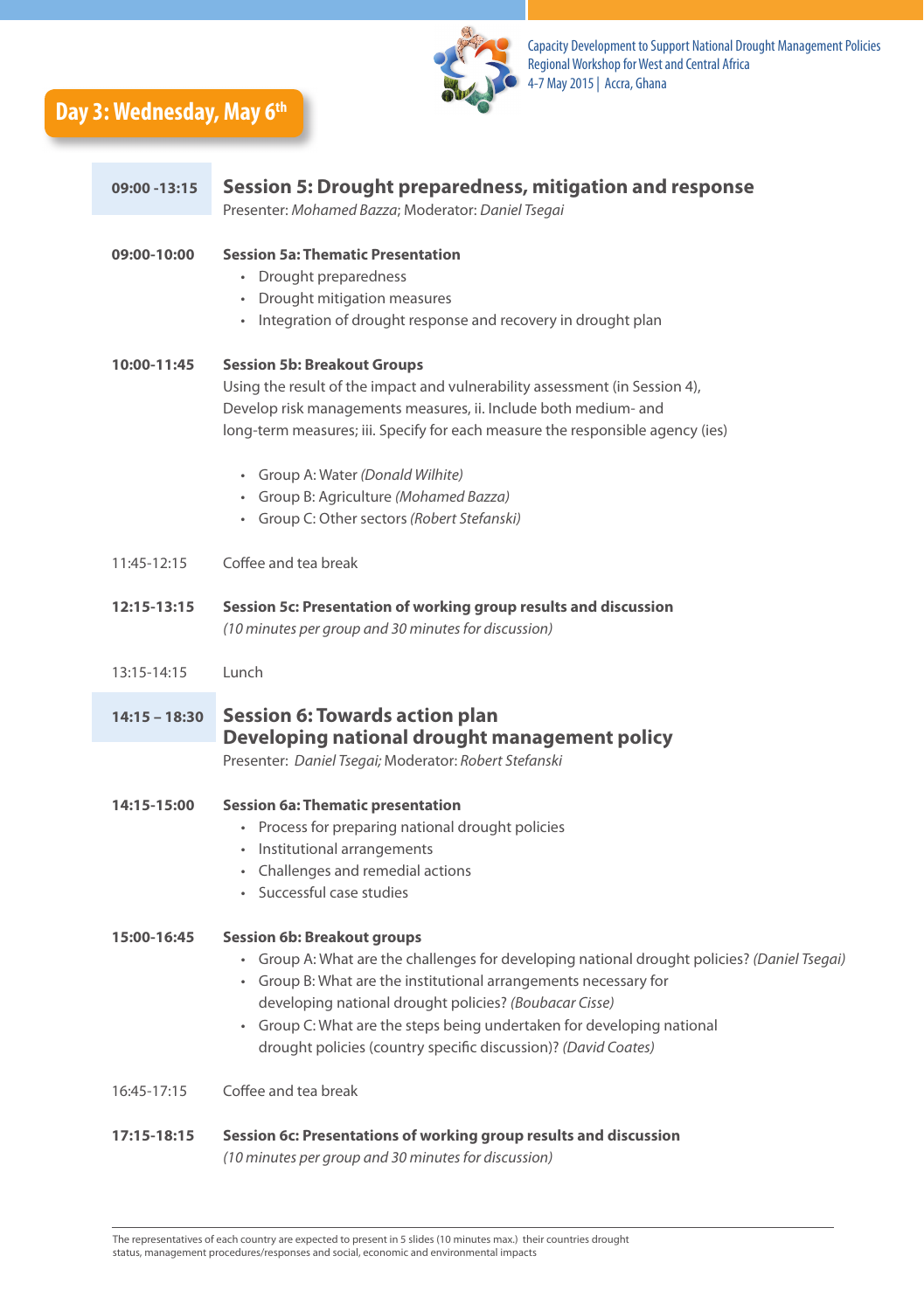## Day 3: Wednesday, May 6th

**09:00 -13:15** **Session 5: Drought preparedness, mitigation and response**
Presenter: *Mohamed Bazza*; Moderator: *Daniel Tsegai*

**09:00-10:00** **Session 5a: Thematic Presentation**

- Drought preparedness
- Drought mitigation measures
- Integration of drought response and recovery in drought plan

**10:00-11:45** **Session 5b: Breakout Groups**
Using the result of the impact and vulnerability assessment (in Session 4), Develop risk managements measures, ii. Include both medium- and long-term measures; iii. Specify for each measure the responsible agency (ies)

- Group A: Water *(Donald Wilhite)*
- Group B: Agriculture *(Mohamed Bazza)*
- Group C: Other sectors *(Robert Stefanski)*

11:45-12:15 Coffee and tea break

**12:15-13:15** **Session 5c: Presentation of working group results and discussion**
*(10 minutes per group and 30 minutes for discussion)*

13:15-14:15 Lunch

**14:15 – 18:30** **Session 6: Towards action plan**
**Developing national drought management policy**
Presenter: *Daniel Tsegai;* Moderator: *Robert Stefanski*

**14:15-15:00** **Session 6a: Thematic presentation**

- Process for preparing national drought policies
- Institutional arrangements
- Challenges and remedial actions
- Successful case studies

**15:00-16:45** **Session 6b: Breakout groups**

- Group A: What are the challenges for developing national drought policies? *(Daniel Tsegai)*
- Group B: What are the institutional arrangements necessary for developing national drought policies? *(Boubacar Cisse)*
- Group C: What are the steps being undertaken for developing national drought policies (country specific discussion)? *(David Coates)*

16:45-17:15 Coffee and tea break

**17:15-18:15** **Session 6c: Presentations of working group results and discussion**
*(10 minutes per group and 30 minutes for discussion)*

---

The representatives of each country are expected to present in 5 slides (10 minutes max.) their countries drought status, management procedures/responses and social, economic and environmental impacts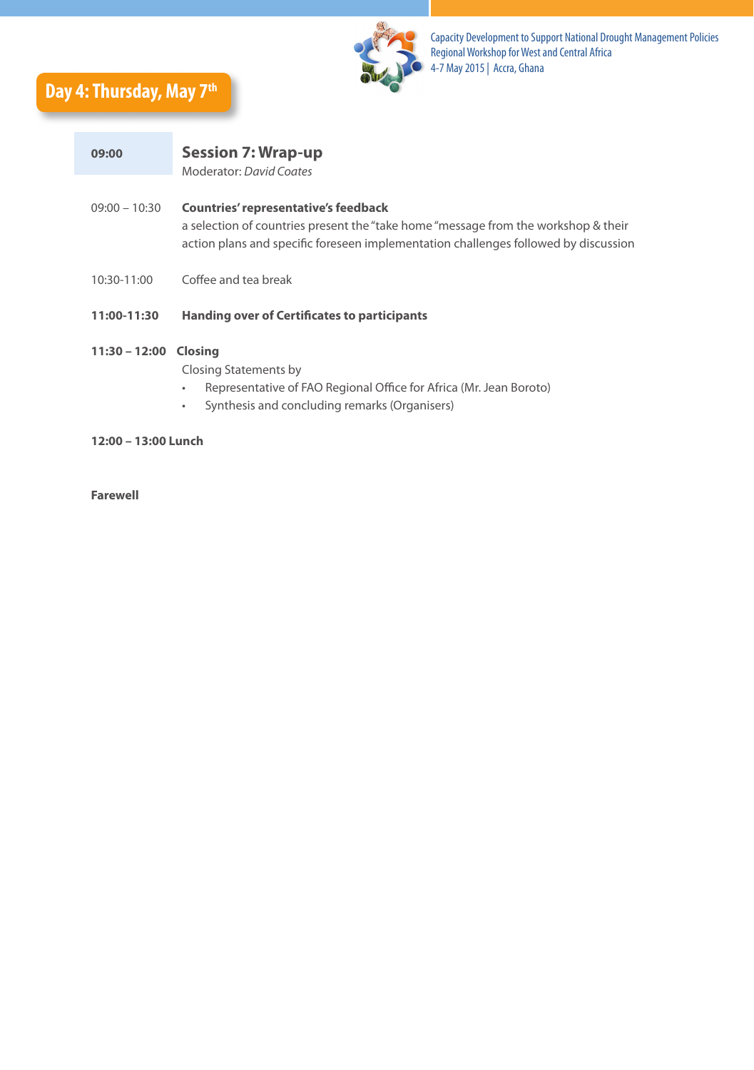## Day 4: Thursday, May 7th

**09:00** **Session 7: Wrap-up**
Moderator: *David Coates*

09:00 – 10:30 **Countries' representative's feedback**
a selection of countries present the "take home "message from the workshop & their action plans and specific foreseen implementation challenges followed by discussion

10:30-11:00 Coffee and tea break

**11:00-11:30 Handing over of Certificates to participants**

**11:30 – 12:00 Closing**
Closing Statements by

- Representative of FAO Regional Office for Africa (Mr. Jean Boroto)
- Synthesis and concluding remarks (Organisers)

**12:00 – 13:00 Lunch**

**Farewell**